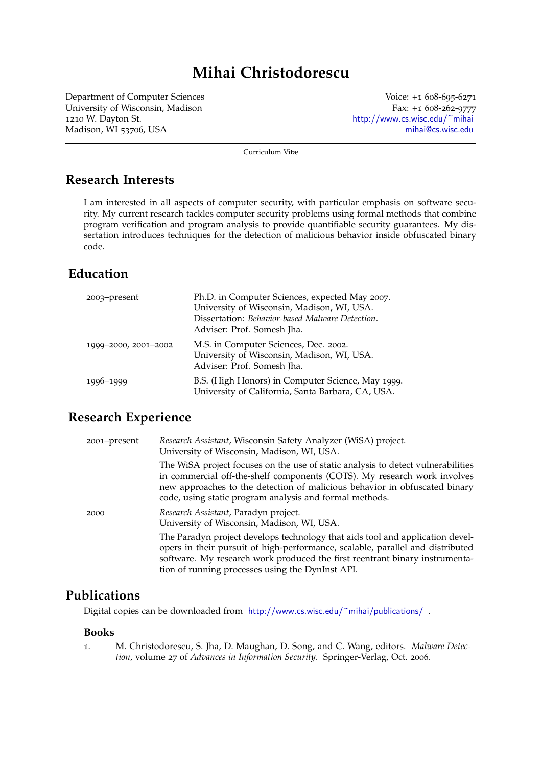# Mihai Christodorescu

Department of Computer Sciences
University of Wisconsin, Madison
1210 W. Dayton St.
Madison, WI 53706, USA

Voice: +1 608-695-6271
Fax: +1 608-262-9777
http://www.cs.wisc.edu/~mihai
mihai@cs.wisc.edu

---

Curriculum Vitæ

## Research Interests

I am interested in all aspects of computer security, with particular emphasis on software security. My current research tackles computer security problems using formal methods that combine program verification and program analysis to provide quantifiable security guarantees. My dissertation introduces techniques for the detection of malicious behavior inside obfuscated binary code.

## Education

2003–present
Ph.D. in Computer Sciences, expected May 2007.
University of Wisconsin, Madison, WI, USA.
Dissertation: *Behavior-based Malware Detection*.
Adviser: Prof. Somesh Jha.

1999–2000, 2001–2002
M.S. in Computer Sciences, Dec. 2002.
University of Wisconsin, Madison, WI, USA.
Adviser: Prof. Somesh Jha.

1996–1999
B.S. (High Honors) in Computer Science, May 1999.
University of California, Santa Barbara, CA, USA.

## Research Experience

2001–present
*Research Assistant*, Wisconsin Safety Analyzer (WiSA) project.
University of Wisconsin, Madison, WI, USA.

The WiSA project focuses on the use of static analysis to detect vulnerabilities in commercial off-the-shelf components (COTS). My research work involves new approaches to the detection of malicious behavior in obfuscated binary code, using static program analysis and formal methods.

2000
*Research Assistant*, Paradyn project.
University of Wisconsin, Madison, WI, USA.

The Paradyn project develops technology that aids tool and application developers in their pursuit of high-performance, scalable, parallel and distributed software. My research work produced the first reentrant binary instrumentation of running processes using the DynInst API.

## Publications

Digital copies can be downloaded from http://www.cs.wisc.edu/~mihai/publications/ .

### Books

1. M. Christodorescu, S. Jha, D. Maughan, D. Song, and C. Wang, editors. *Malware Detection*, volume 27 of *Advances in Information Security*. Springer-Verlag, Oct. 2006.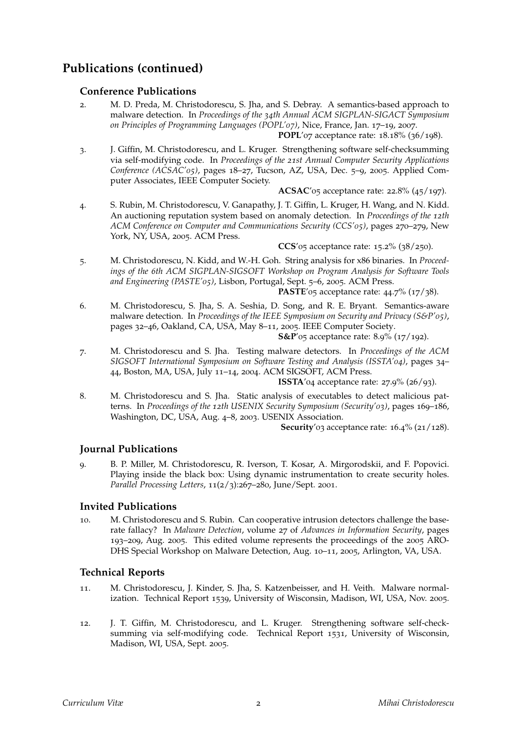## Publications (continued)

### Conference Publications

2. M. D. Preda, M. Christodorescu, S. Jha, and S. Debray. A semantics-based approach to malware detection. In *Proceedings of the 34th Annual ACM SIGPLAN-SIGACT Symposium on Principles of Programming Languages (POPL'07)*, Nice, France, Jan. 17–19, 2007.
   **POPL**'07 acceptance rate: 18.18% (36/198).

3. J. Giffin, M. Christodorescu, and L. Kruger. Strengthening software self-checksumming via self-modifying code. In *Proceedings of the 21st Annual Computer Security Applications Conference (ACSAC'05)*, pages 18–27, Tucson, AZ, USA, Dec. 5–9, 2005. Applied Computer Associates, IEEE Computer Society.
   **ACSAC**'05 acceptance rate: 22.8% (45/197).

4. S. Rubin, M. Christodorescu, V. Ganapathy, J. T. Giffin, L. Kruger, H. Wang, and N. Kidd. An auctioning reputation system based on anomaly detection. In *Proceedings of the 12th ACM Conference on Computer and Communications Security (CCS'05)*, pages 270–279, New York, NY, USA, 2005. ACM Press.
   **CCS**'05 acceptance rate: 15.2% (38/250).

5. M. Christodorescu, N. Kidd, and W.-H. Goh. String analysis for x86 binaries. In *Proceedings of the 6th ACM SIGPLAN-SIGSOFT Workshop on Program Analysis for Software Tools and Engineering (PASTE'05)*, Lisbon, Portugal, Sept. 5–6, 2005. ACM Press.
   **PASTE**'05 acceptance rate: 44.7% (17/38).

6. M. Christodorescu, S. Jha, S. A. Seshia, D. Song, and R. E. Bryant. Semantics-aware malware detection. In *Proceedings of the IEEE Symposium on Security and Privacy (S&P'05)*, pages 32–46, Oakland, CA, USA, May 8–11, 2005. IEEE Computer Society.
   **S&P**'05 acceptance rate: 8.9% (17/192).

7. M. Christodorescu and S. Jha. Testing malware detectors. In *Proceedings of the ACM SIGSOFT International Symposium on Software Testing and Analysis (ISSTA'04)*, pages 34–44, Boston, MA, USA, July 11–14, 2004. ACM SIGSOFT, ACM Press.
   **ISSTA**'04 acceptance rate: 27.9% (26/93).

8. M. Christodorescu and S. Jha. Static analysis of executables to detect malicious patterns. In *Proceedings of the 12th USENIX Security Symposium (Security'03)*, pages 169–186, Washington, DC, USA, Aug. 4–8, 2003. USENIX Association.
   **Security**'03 acceptance rate: 16.4% (21/128).

### Journal Publications

9. B. P. Miller, M. Christodorescu, R. Iverson, T. Kosar, A. Mirgorodskii, and F. Popovici. Playing inside the black box: Using dynamic instrumentation to create security holes. *Parallel Processing Letters*, 11(2/3):267–280, June/Sept. 2001.

### Invited Publications

10. M. Christodorescu and S. Rubin. Can cooperative intrusion detectors challenge the base-rate fallacy? In *Malware Detection*, volume 27 of *Advances in Information Security*, pages 193–209, Aug. 2005. This edited volume represents the proceedings of the 2005 ARO-DHS Special Workshop on Malware Detection, Aug. 10–11, 2005, Arlington, VA, USA.

### Technical Reports

11. M. Christodorescu, J. Kinder, S. Jha, S. Katzenbeisser, and H. Veith. Malware normalization. Technical Report 1539, University of Wisconsin, Madison, WI, USA, Nov. 2005.

12. J. T. Giffin, M. Christodorescu, and L. Kruger. Strengthening software self-checksumming via self-modifying code. Technical Report 1531, University of Wisconsin, Madison, WI, USA, Sept. 2005.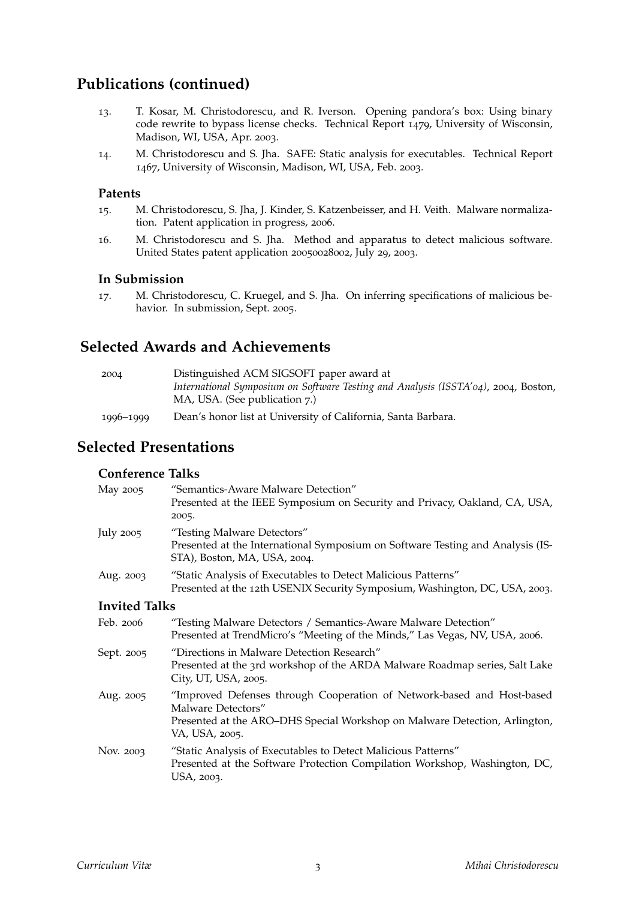## Publications (continued)

13. T. Kosar, M. Christodorescu, and R. Iverson. Opening pandora's box: Using binary code rewrite to bypass license checks. Technical Report 1479, University of Wisconsin, Madison, WI, USA, Apr. 2003.
14. M. Christodorescu and S. Jha. SAFE: Static analysis for executables. Technical Report 1467, University of Wisconsin, Madison, WI, USA, Feb. 2003.

### Patents

15. M. Christodorescu, S. Jha, J. Kinder, S. Katzenbeisser, and H. Veith. Malware normalization. Patent application in progress, 2006.
16. M. Christodorescu and S. Jha. Method and apparatus to detect malicious software. United States patent application 20050028002, July 29, 2003.

### In Submission

17. M. Christodorescu, C. Kruegel, and S. Jha. On inferring specifications of malicious behavior. In submission, Sept. 2005.

## Selected Awards and Achievements

2004 — Distinguished ACM SIGSOFT paper award at *International Symposium on Software Testing and Analysis (ISSTA'04)*, 2004, Boston, MA, USA. (See publication 7.)

1996–1999 — Dean's honor list at University of California, Santa Barbara.

## Selected Presentations

### Conference Talks

May 2005 — "Semantics-Aware Malware Detection"
Presented at the IEEE Symposium on Security and Privacy, Oakland, CA, USA, 2005.

July 2005 — "Testing Malware Detectors"
Presented at the International Symposium on Software Testing and Analysis (ISSTA), Boston, MA, USA, 2004.

Aug. 2003 — "Static Analysis of Executables to Detect Malicious Patterns"
Presented at the 12th USENIX Security Symposium, Washington, DC, USA, 2003.

### Invited Talks

Feb. 2006 — "Testing Malware Detectors / Semantics-Aware Malware Detection"
Presented at TrendMicro's "Meeting of the Minds," Las Vegas, NV, USA, 2006.

Sept. 2005 — "Directions in Malware Detection Research"
Presented at the 3rd workshop of the ARDA Malware Roadmap series, Salt Lake City, UT, USA, 2005.

Aug. 2005 — "Improved Defenses through Cooperation of Network-based and Host-based Malware Detectors"
Presented at the ARO–DHS Special Workshop on Malware Detection, Arlington, VA, USA, 2005.

Nov. 2003 — "Static Analysis of Executables to Detect Malicious Patterns"
Presented at the Software Protection Compilation Workshop, Washington, DC, USA, 2003.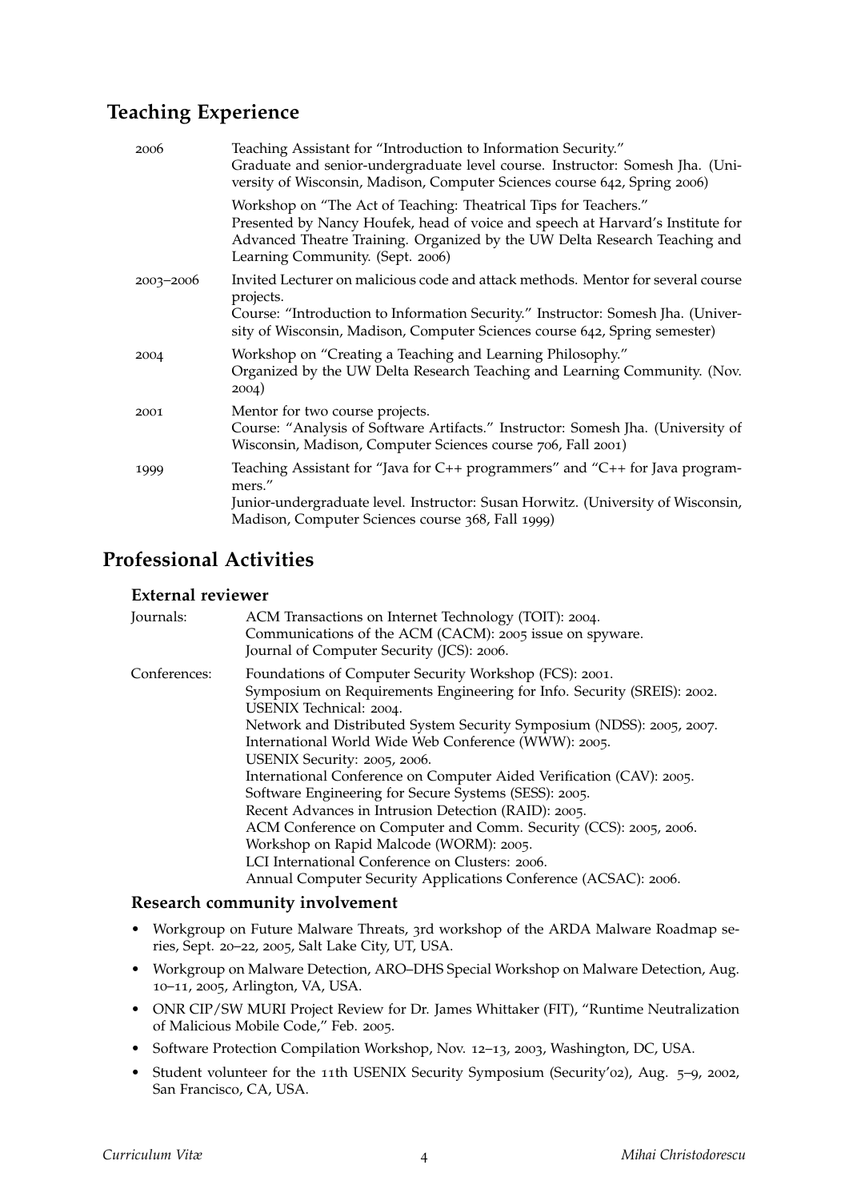## Teaching Experience

| | |
|---|---|
| 2006 | Teaching Assistant for "Introduction to Information Security." Graduate and senior-undergraduate level course. Instructor: Somesh Jha. (University of Wisconsin, Madison, Computer Sciences course 642, Spring 2006) |
| | Workshop on "The Act of Teaching: Theatrical Tips for Teachers." Presented by Nancy Houfek, head of voice and speech at Harvard's Institute for Advanced Theatre Training. Organized by the UW Delta Research Teaching and Learning Community. (Sept. 2006) |
| 2003–2006 | Invited Lecturer on malicious code and attack methods. Mentor for several course projects. Course: "Introduction to Information Security." Instructor: Somesh Jha. (University of Wisconsin, Madison, Computer Sciences course 642, Spring semester) |
| 2004 | Workshop on "Creating a Teaching and Learning Philosophy." Organized by the UW Delta Research Teaching and Learning Community. (Nov. 2004) |
| 2001 | Mentor for two course projects. Course: "Analysis of Software Artifacts." Instructor: Somesh Jha. (University of Wisconsin, Madison, Computer Sciences course 706, Fall 2001) |
| 1999 | Teaching Assistant for "Java for C++ programmers" and "C++ for Java programmers." Junior-undergraduate level. Instructor: Susan Horwitz. (University of Wisconsin, Madison, Computer Sciences course 368, Fall 1999) |

## Professional Activities

### External reviewer

| | |
|---|---|
| Journals: | ACM Transactions on Internet Technology (TOIT): 2004.<br>Communications of the ACM (CACM): 2005 issue on spyware.<br>Journal of Computer Security (JCS): 2006. |
| Conferences: | Foundations of Computer Security Workshop (FCS): 2001.<br>Symposium on Requirements Engineering for Info. Security (SREIS): 2002.<br>USENIX Technical: 2004.<br>Network and Distributed System Security Symposium (NDSS): 2005, 2007.<br>International World Wide Web Conference (WWW): 2005.<br>USENIX Security: 2005, 2006.<br>International Conference on Computer Aided Verification (CAV): 2005.<br>Software Engineering for Secure Systems (SESS): 2005.<br>Recent Advances in Intrusion Detection (RAID): 2005.<br>ACM Conference on Computer and Comm. Security (CCS): 2005, 2006.<br>Workshop on Rapid Malcode (WORM): 2005.<br>LCI International Conference on Clusters: 2006.<br>Annual Computer Security Applications Conference (ACSAC): 2006. |

### Research community involvement

- Workgroup on Future Malware Threats, 3rd workshop of the ARDA Malware Roadmap series, Sept. 20–22, 2005, Salt Lake City, UT, USA.
- Workgroup on Malware Detection, ARO–DHS Special Workshop on Malware Detection, Aug. 10–11, 2005, Arlington, VA, USA.
- ONR CIP/SW MURI Project Review for Dr. James Whittaker (FIT), "Runtime Neutralization of Malicious Mobile Code," Feb. 2005.
- Software Protection Compilation Workshop, Nov. 12–13, 2003, Washington, DC, USA.
- Student volunteer for the 11th USENIX Security Symposium (Security'02), Aug. 5–9, 2002, San Francisco, CA, USA.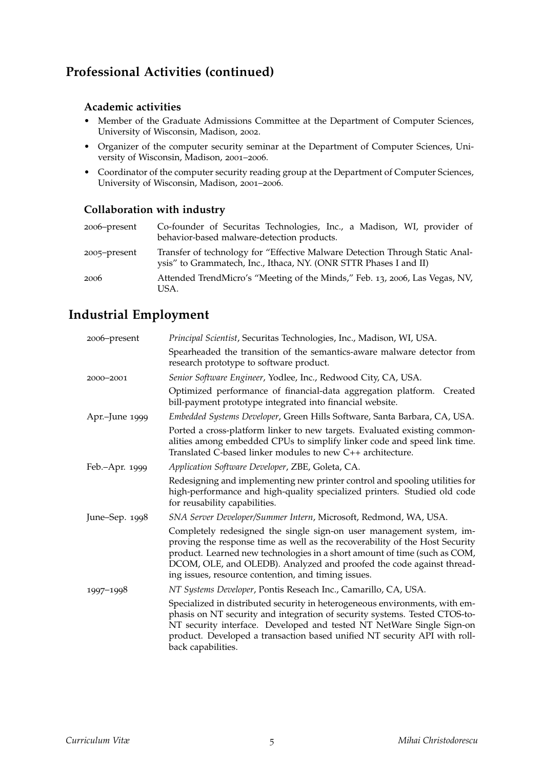## Professional Activities (continued)

### Academic activities

- Member of the Graduate Admissions Committee at the Department of Computer Sciences, University of Wisconsin, Madison, 2002.
- Organizer of the computer security seminar at the Department of Computer Sciences, University of Wisconsin, Madison, 2001–2006.
- Coordinator of the computer security reading group at the Department of Computer Sciences, University of Wisconsin, Madison, 2001–2006.

### Collaboration with industry

| | |
|---|---|
| 2006–present | Co-founder of Securitas Technologies, Inc., a Madison, WI, provider of behavior-based malware-detection products. |
| 2005–present | Transfer of technology for "Effective Malware Detection Through Static Analysis" to Grammatech, Inc., Ithaca, NY. (ONR STTR Phases I and II) |
| 2006 | Attended TrendMicro's "Meeting of the Minds," Feb. 13, 2006, Las Vegas, NV, USA. |

## Industrial Employment

**2006–present** — *Principal Scientist*, Securitas Technologies, Inc., Madison, WI, USA.

Spearheaded the transition of the semantics-aware malware detector from research prototype to software product.

**2000–2001** — *Senior Software Engineer*, Yodlee, Inc., Redwood City, CA, USA.

Optimized performance of financial-data aggregation platform. Created bill-payment prototype integrated into financial website.

**Apr.–June 1999** — *Embedded Systems Developer*, Green Hills Software, Santa Barbara, CA, USA.

Ported a cross-platform linker to new targets. Evaluated existing commonalities among embedded CPUs to simplify linker code and speed link time. Translated C-based linker modules to new C++ architecture.

**Feb.–Apr. 1999** — *Application Software Developer*, ZBE, Goleta, CA.

Redesigning and implementing new printer control and spooling utilities for high-performance and high-quality specialized printers. Studied old code for reusability capabilities.

**June–Sep. 1998** — *SNA Server Developer/Summer Intern*, Microsoft, Redmond, WA, USA.

Completely redesigned the single sign-on user management system, improving the response time as well as the recoverability of the Host Security product. Learned new technologies in a short amount of time (such as COM, DCOM, OLE, and OLEDB). Analyzed and proofed the code against threading issues, resource contention, and timing issues.

**1997–1998** — *NT Systems Developer*, Pontis Reseach Inc., Camarillo, CA, USA.

Specialized in distributed security in heterogeneous environments, with emphasis on NT security and integration of security systems. Tested CTOS-to-NT security interface. Developed and tested NT NetWare Single Sign-on product. Developed a transaction based unified NT security API with rollback capabilities.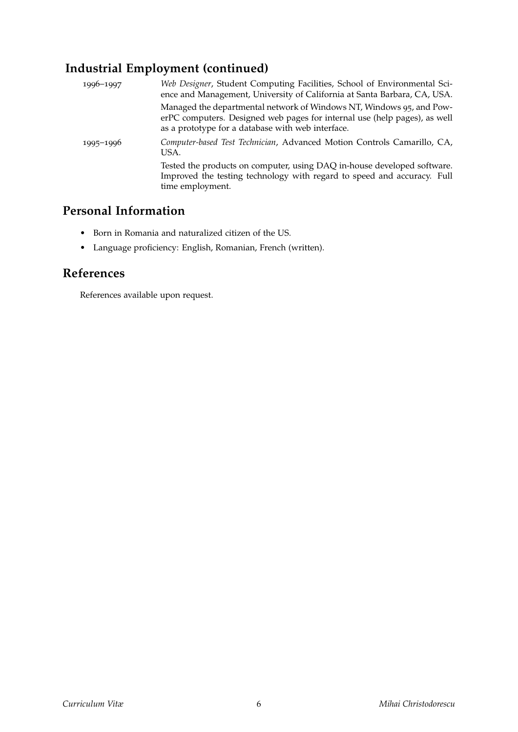## Industrial Employment (continued)

| | |
|---|---|
| 1996–1997 | *Web Designer*, Student Computing Facilities, School of Environmental Science and Management, University of California at Santa Barbara, CA, USA. Managed the departmental network of Windows NT, Windows 95, and PowerPC computers. Designed web pages for internal use (help pages), as well as a prototype for a database with web interface. |
| 1995–1996 | *Computer-based Test Technician*, Advanced Motion Controls Camarillo, CA, USA. Tested the products on computer, using DAQ in-house developed software. Improved the testing technology with regard to speed and accuracy. Full time employment. |

## Personal Information

- Born in Romania and naturalized citizen of the US.
- Language proficiency: English, Romanian, French (written).

## References

References available upon request.